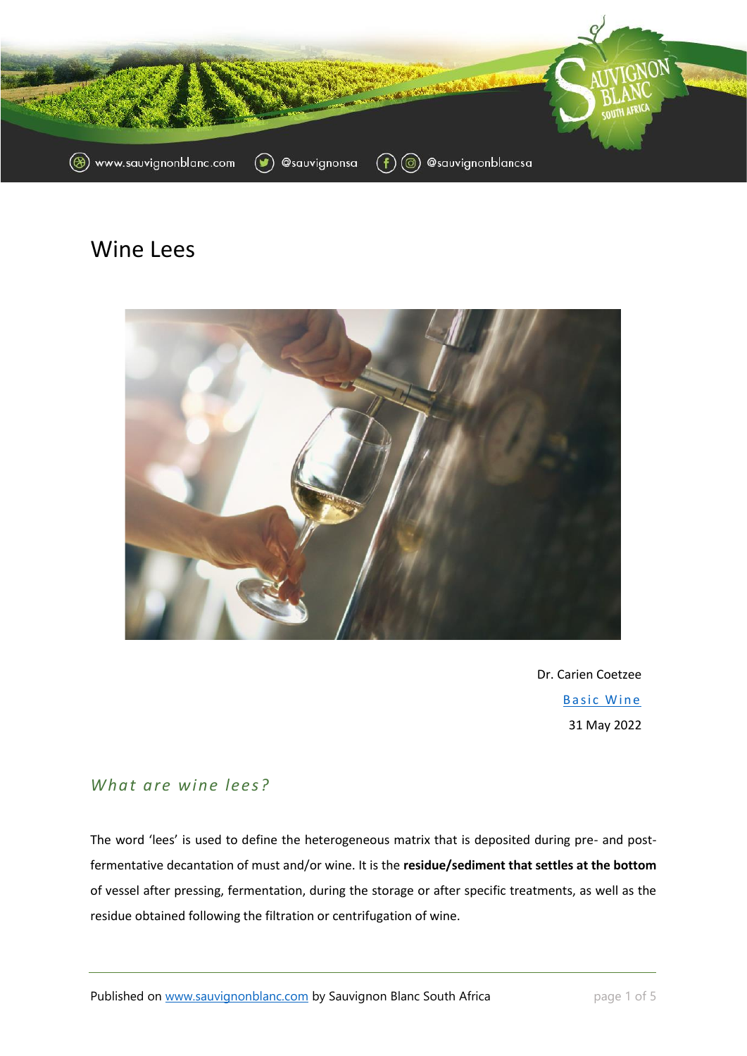# Wine Lees

Dr. Carien Coetzee

[Basic Wine]

31 May 2022

## *What are wine lees?*

The word 'lees' is used to define the heterogeneous matrix that is deposited during pre- and post-fermentative decantation of must and/or wine. It is the **residue/sediment that settles at the bottom** of vessel after pressing, fermentation, during the storage or after specific treatments, as well as the residue obtained following the filtration or centrifugation of wine.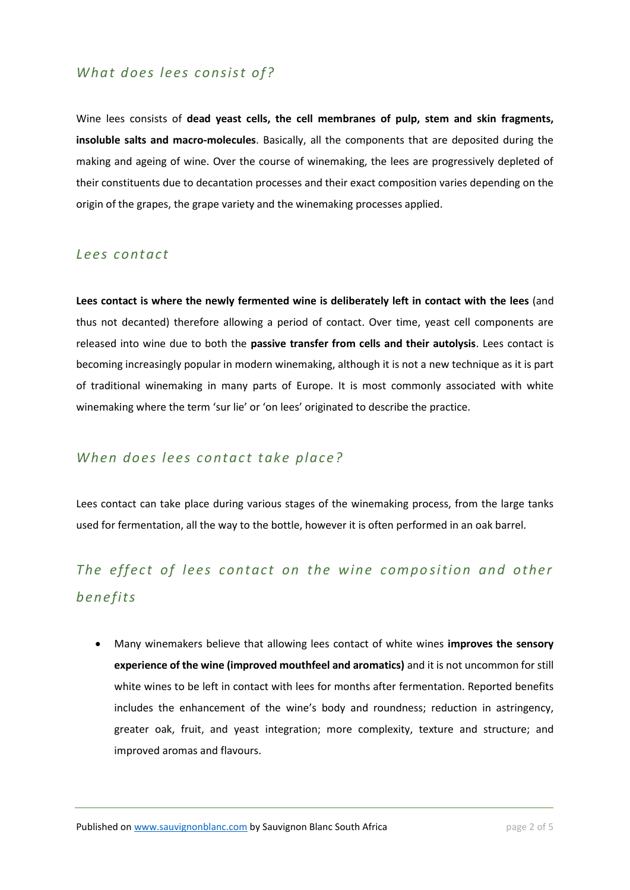## *What does lees consist of?*

Wine lees consists of **dead yeast cells, the cell membranes of pulp, stem and skin fragments, insoluble salts and macro-molecules**. Basically, all the components that are deposited during the making and ageing of wine. Over the course of winemaking, the lees are progressively depleted of their constituents due to decantation processes and their exact composition varies depending on the origin of the grapes, the grape variety and the winemaking processes applied.

## *Lees contact*

**Lees contact is where the newly fermented wine is deliberately left in contact with the lees** (and thus not decanted) therefore allowing a period of contact. Over time, yeast cell components are released into wine due to both the **passive transfer from cells and their autolysis**. Lees contact is becoming increasingly popular in modern winemaking, although it is not a new technique as it is part of traditional winemaking in many parts of Europe. It is most commonly associated with white winemaking where the term 'sur lie' or 'on lees' originated to describe the practice.

## *When does lees contact take place?*

Lees contact can take place during various stages of the winemaking process, from the large tanks used for fermentation, all the way to the bottle, however it is often performed in an oak barrel.

## *The effect of lees contact on the wine composition and other benefits*

- Many winemakers believe that allowing lees contact of white wines **improves the sensory experience of the wine (improved mouthfeel and aromatics)** and it is not uncommon for still white wines to be left in contact with lees for months after fermentation. Reported benefits includes the enhancement of the wine's body and roundness; reduction in astringency, greater oak, fruit, and yeast integration; more complexity, texture and structure; and improved aromas and flavours.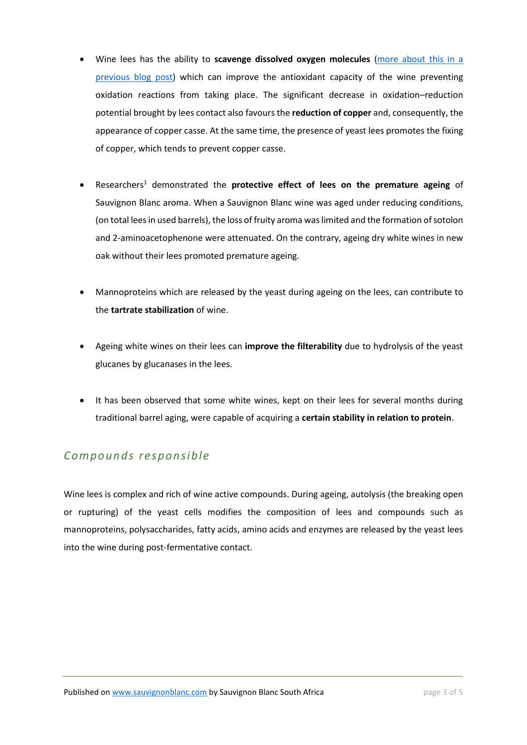- Wine lees has the ability to **scavenge dissolved oxygen molecules** (more about this in a previous blog post) which can improve the antioxidant capacity of the wine preventing oxidation reactions from taking place. The significant decrease in oxidation–reduction potential brought by lees contact also favours the **reduction of copper** and, consequently, the appearance of copper casse. At the same time, the presence of yeast lees promotes the fixing of copper, which tends to prevent copper casse.

- Researchers[1] demonstrated the **protective effect of lees on the premature ageing** of Sauvignon Blanc aroma. When a Sauvignon Blanc wine was aged under reducing conditions, (on total lees in used barrels), the loss of fruity aroma was limited and the formation of sotolon and 2-aminoacetophenone were attenuated. On the contrary, ageing dry white wines in new oak without their lees promoted premature ageing.

- Mannoproteins which are released by the yeast during ageing on the lees, can contribute to the **tartrate stabilization** of wine.

- Ageing white wines on their lees can **improve the filterability** due to hydrolysis of the yeast glucanes by glucanases in the lees.

- It has been observed that some white wines, kept on their lees for several months during traditional barrel aging, were capable of acquiring a **certain stability in relation to protein**.

## *Compounds responsible*

Wine lees is complex and rich of wine active compounds. During ageing, autolysis (the breaking open or rupturing) of the yeast cells modifies the composition of lees and compounds such as mannoproteins, polysaccharides, fatty acids, amino acids and enzymes are released by the yeast lees into the wine during post-fermentative contact.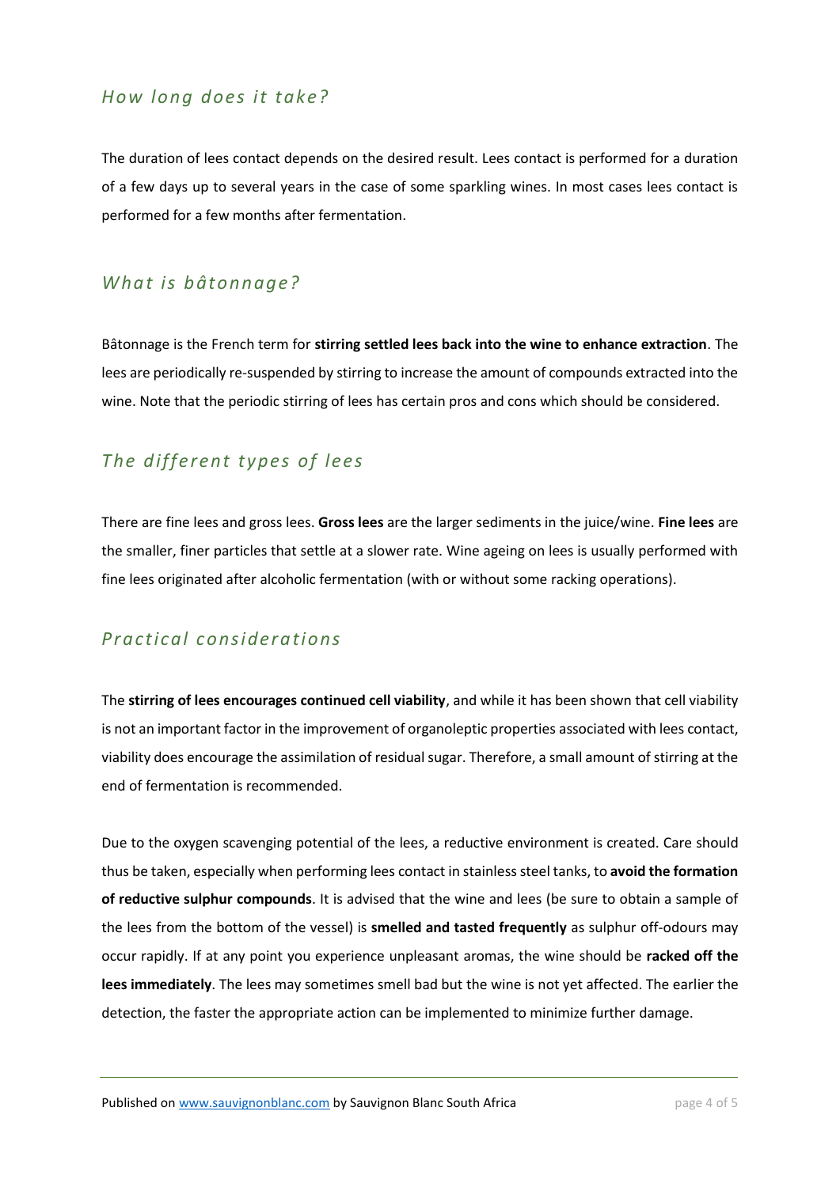## *How long does it take?*

The duration of lees contact depends on the desired result. Lees contact is performed for a duration of a few days up to several years in the case of some sparkling wines. In most cases lees contact is performed for a few months after fermentation.

## *What is bâtonnage?*

Bâtonnage is the French term for **stirring settled lees back into the wine to enhance extraction**. The lees are periodically re-suspended by stirring to increase the amount of compounds extracted into the wine. Note that the periodic stirring of lees has certain pros and cons which should be considered.

## *The different types of lees*

There are fine lees and gross lees. **Gross lees** are the larger sediments in the juice/wine. **Fine lees** are the smaller, finer particles that settle at a slower rate. Wine ageing on lees is usually performed with fine lees originated after alcoholic fermentation (with or without some racking operations).

## *Practical considerations*

The **stirring of lees encourages continued cell viability**, and while it has been shown that cell viability is not an important factor in the improvement of organoleptic properties associated with lees contact, viability does encourage the assimilation of residual sugar. Therefore, a small amount of stirring at the end of fermentation is recommended.

Due to the oxygen scavenging potential of the lees, a reductive environment is created. Care should thus be taken, especially when performing lees contact in stainless steel tanks, to **avoid the formation of reductive sulphur compounds**. It is advised that the wine and lees (be sure to obtain a sample of the lees from the bottom of the vessel) is **smelled and tasted frequently** as sulphur off-odours may occur rapidly. If at any point you experience unpleasant aromas, the wine should be **racked off the lees immediately**. The lees may sometimes smell bad but the wine is not yet affected. The earlier the detection, the faster the appropriate action can be implemented to minimize further damage.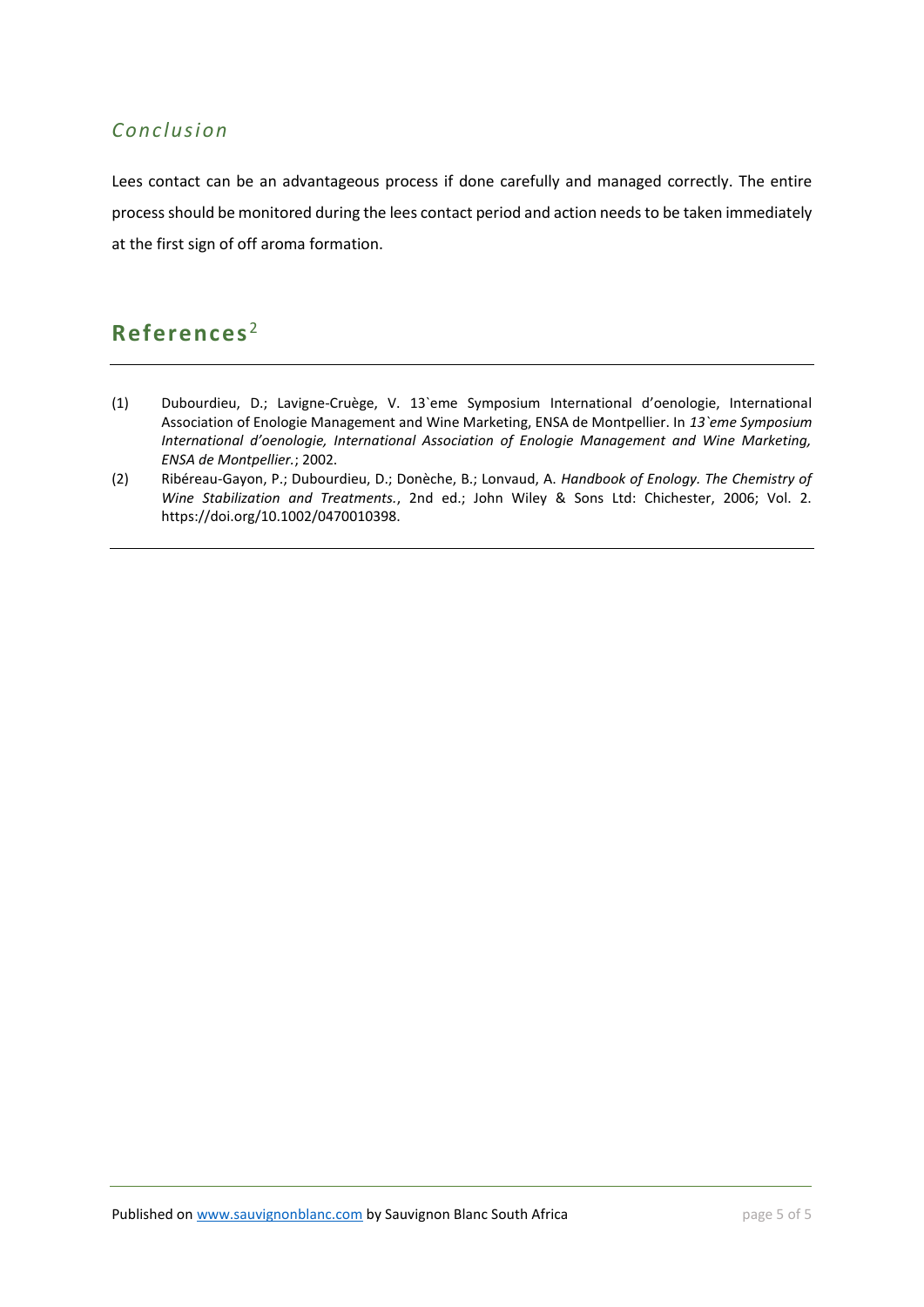## *Conclusion*

Lees contact can be an advantageous process if done carefully and managed correctly. The entire process should be monitored during the lees contact period and action needs to be taken immediately at the first sign of off aroma formation.

## **References**[2]

(1) Dubourdieu, D.; Lavigne-Cruège, V. 13`eme Symposium International d'oenologie, International Association of Enologie Management and Wine Marketing, ENSA de Montpellier. In *13`eme Symposium International d'oenologie, International Association of Enologie Management and Wine Marketing, ENSA de Montpellier.*; 2002.

(2) Ribéreau-Gayon, P.; Dubourdieu, D.; Donèche, B.; Lonvaud, A. *Handbook of Enology. The Chemistry of Wine Stabilization and Treatments.*, 2nd ed.; John Wiley & Sons Ltd: Chichester, 2006; Vol. 2. https://doi.org/10.1002/0470010398.

Published on www.sauvignonblanc.com by Sauvignon Blanc South Africa